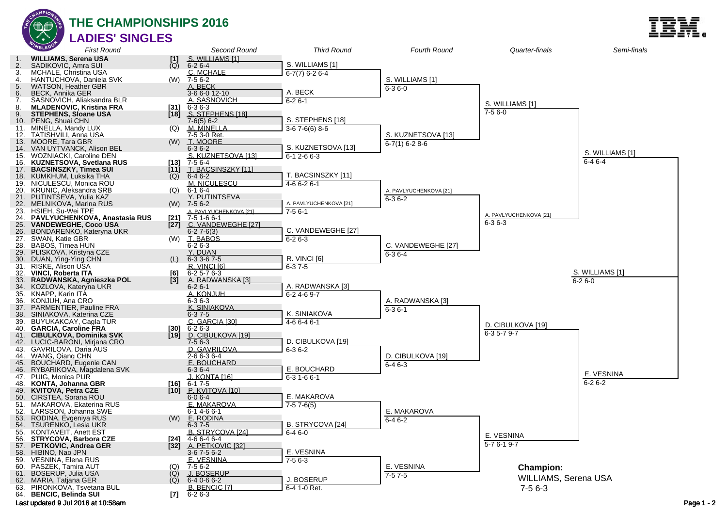# THE CHAMPIONSHIPS 2016

## LADIES' SINGLES

### First Round

| # | Player | Seed/Status |
|---|---|---|
| 1. | **WILLIAMS, Serena USA** | [1] |
| 2. | SADIKOVIC, Amra SUI | (Q) |
| 3. | MCHALE, Christina USA | |
| 4. | HANTUCHOVA, Daniela SVK | (W) |
| 5. | WATSON, Heather GBR | |
| 6. | BECK, Annika GER | |
| 7. | SASNOVICH, Aliaksandra BLR | |
| 8. | **MLADENOVIC, Kristina FRA** | [31] |
| 9. | **STEPHENS, Sloane USA** | [18] |
| 10. | PENG, Shuai CHN | |
| 11. | MINELLA, Mandy LUX | (Q) |
| 12. | TATISHVILI, Anna USA | |
| 13. | MOORE, Tara GBR | (W) |
| 14. | VAN UYTVANCK, Alison BEL | |
| 15. | WOZNIACKI, Caroline DEN | |
| 16. | **KUZNETSOVA, Svetlana RUS** | [13] |
| 17. | **BACSINSZKY, Timea SUI** | [11] |
| 18. | KUMKHUM, Luksika THA | (Q) |
| 19. | NICULESCU, Monica ROU | |
| 20. | KRUNIC, Aleksandra SRB | (Q) |
| 21. | PUTINTSEVA, Yulia KAZ | |
| 22. | MELNIKOVA, Marina RUS | (W) |
| 23. | HSIEH, Su-Wei TPE | |
| 24. | **PAVLYUCHENKOVA, Anastasia RUS** | [21] |
| 25. | **VANDEWEGHE, Coco USA** | [27] |
| 26. | BONDARENKO, Kateryna UKR | |
| 27. | SWAN, Katie GBR | (W) |
| 28. | BABOS, Timea HUN | |
| 29. | PLISKOVA, Kristyna CZE | |
| 30. | DUAN, Ying-Ying CHN | (L) |
| 31. | RISKE, Alison USA | |
| 32. | **VINCI, Roberta ITA** | [6] |
| 33. | **RADWANSKA, Agnieszka POL** | [3] |
| 34. | KOZLOVA, Kateryna UKR | |
| 35. | KNAPP, Karin ITA | |
| 36. | KONJUH, Ana CRO | |
| 37. | PARMENTIER, Pauline FRA | |
| 38. | SINIAKOVA, Katerina CZE | |
| 39. | BUYUKAKCAY, Cagla TUR | |
| 40. | **GARCIA, Caroline FRA** | [30] |
| 41. | **CIBULKOVA, Dominika SVK** | [19] |
| 42. | LUCIC-BARONI, Mirjana CRO | |
| 43. | GAVRILOVA, Daria AUS | |
| 44. | WANG, Qiang CHN | |
| 45. | BOUCHARD, Eugenie CAN | |
| 46. | RYBARIKOVA, Magdalena SVK | |
| 47. | PUIG, Monica PUR | |
| 48. | **KONTA, Johanna GBR** | [16] |
| 49. | **KVITOVA, Petra CZE** | [10] |
| 50. | CIRSTEA, Sorana ROU | |
| 51. | MAKAROVA, Ekaterina RUS | |
| 52. | LARSSON, Johanna SWE | |
| 53. | RODINA, Evgeniya RUS | (W) |
| 54. | TSURENKO, Lesia UKR | |
| 55. | KONTAVEIT, Anett EST | |
| 56. | **STRYCOVA, Barbora CZE** | [24] |
| 57. | **PETKOVIC, Andrea GER** | [32] |
| 58. | HIBINO, Nao JPN | |
| 59. | VESNINA, Elena RUS | |
| 60. | PASZEK, Tamira AUT | (Q) |
| 61. | BOSERUP, Julia USA | (Q) |
| 62. | MARIA, Tatjana GER | (Q) |
| 63. | PIRONKOVA, Tsvetana BUL | |
| 64. | **BENCIC, Belinda SUI** | [7] |

### Second Round

| Winner | Score |
|---|---|
| S. WILLIAMS [1] | 6-2 6-4 |
| C. MCHALE | 7-5 6-2 |
| A. BECK | 3-6 6-0 12-10 |
| A. SASNOVICH | 6-3 6-3 |
| S. STEPHENS [18] | 7-6(5) 6-2 |
| M. MINELLA | 7-5 3-0 Ret. |
| T. MOORE | 6-3 6-2 |
| S. KUZNETSOVA [13] | 7-5 6-4 |
| T. BACSINSZKY [11] | 6-4 6-2 |
| M. NICULESCU | 6-1 6-4 |
| Y. PUTINTSEVA | 7-5 6-2 |
| A. PAVLYUCHENKOVA [21] | 7-5 1-6 6-1 |
| C. VANDEWEGHE [27] | 6-2 7-6(3) |
| T. BABOS | 6-2 6-3 |
| Y. DUAN | 6-3 3-6 7-5 |
| R. VINCI [6] | 6-2 5-7 6-3 |
| A. RADWANSKA [3] | 6-2 6-1 |
| A. KONJUH | 6-3 6-3 |
| K. SINIAKOVA | 6-3 7-5 |
| C. GARCIA [30] | 6-2 6-3 |
| D. CIBULKOVA [19] | 7-5 6-3 |
| D. GAVRILOVA | 2-6 6-3 6-4 |
| E. BOUCHARD | 6-3 6-4 |
| J. KONTA [16] | 6-1 7-5 |
| P. KVITOVA [10] | 6-0 6-4 |
| E. MAKAROVA | 6-1 4-6 6-1 |
| E. RODINA | 6-3 7-5 |
| B. STRYCOVA [24] | 4-6 6-4 6-4 |
| A. PETKOVIC [32] | 3-6 7-5 6-2 |
| E. VESNINA | 7-5 6-2 |
| J. BOSERUP | 6-4 0-6 6-2 |
| B. BENCIC [7] | 6-2 6-3 |

### Third Round

| Winner | Score |
|---|---|
| S. WILLIAMS [1] | 6-7(7) 6-2 6-4 |
| A. BECK | 6-2 6-1 |
| S. STEPHENS [18] | 3-6 7-6(6) 8-6 |
| S. KUZNETSOVA [13] | 6-1 2-6 6-3 |
| T. BACSINSZKY [11] | 4-6 6-2 6-1 |
| A. PAVLYUCHENKOVA [21] | 7-5 6-1 |
| C. VANDEWEGHE [27] | 6-2 6-3 |
| R. VINCI [6] | 6-3 7-5 |
| A. RADWANSKA [3] | 6-2 4-6 9-7 |
| K. SINIAKOVA | 4-6 6-4 6-1 |
| D. CIBULKOVA [19] | 6-3 6-2 |
| E. BOUCHARD | 6-3 1-6 6-1 |
| E. MAKAROVA | 7-5 7-6(5) |
| B. STRYCOVA [24] | 6-4 6-0 |
| E. VESNINA | 7-5 6-3 |
| J. BOSERUP | 6-4 1-0 Ret. |

### Fourth Round

| Winner | Score |
|---|---|
| S. WILLIAMS [1] | 6-3 6-0 |
| S. KUZNETSOVA [13] | 6-7(1) 6-2 8-6 |
| A. PAVLYUCHENKOVA [21] | 6-3 6-2 |
| C. VANDEWEGHE [27] | 6-3 6-4 |
| A. RADWANSKA [3] | 6-3 6-1 |
| D. CIBULKOVA [19] | 6-4 6-3 |
| E. MAKAROVA | 6-4 6-2 |
| E. VESNINA | 7-5 7-5 |

### Quarter-finals

| Winner | Score |
|---|---|
| S. WILLIAMS [1] | 7-5 6-0 |
| A. PAVLYUCHENKOVA [21] | 6-3 6-3 |
| D. CIBULKOVA [19] | 6-3 5-7 9-7 |
| E. VESNINA | 5-7 6-1 9-7 |

### Semi-finals

| Winner | Score |
|---|---|
| S. WILLIAMS [1] | 6-4 6-4 |
| E. VESNINA | 6-2 6-2 |

### Final

| Winner | Score |
|---|---|
| S. WILLIAMS [1] | 6-2 6-0 |

**Champion:**
WILLIAMS, Serena USA
7-5 6-3

Last updated 9 Jul 2016 at 10:58am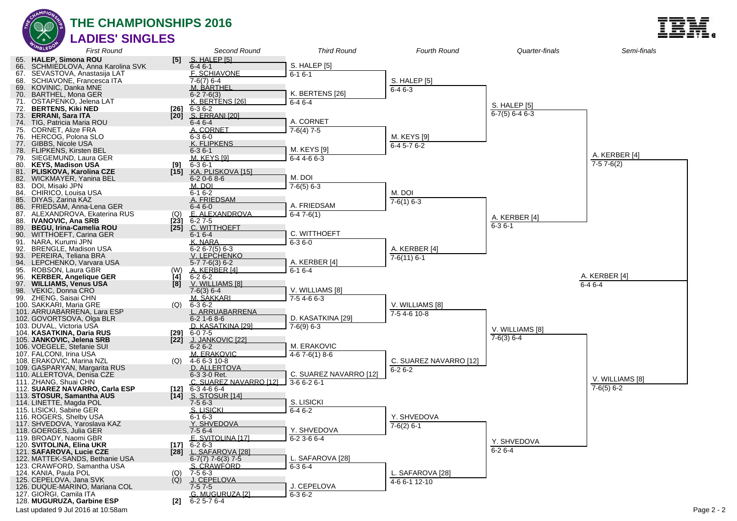# THE CHAMPIONSHIPS 2016

## LADIES' SINGLES

### First Round

| # | Seed | Player |
|---|---|---|
| 65. | [5] | **HALEP, Simona ROU** |
| 66. | | SCHMIEDLOVA, Anna Karolina SVK |
| 67. | | SEVASTOVA, Anastasija LAT |
| 68. | | SCHIAVONE, Francesca ITA |
| 69. | | KOVINIC, Danka MNE |
| 70. | | BARTHEL, Mona GER |
| 71. | | OSTAPENKO, Jelena LAT |
| 72. | [26] | **BERTENS, Kiki NED** |
| 73. | [20] | **ERRANI, Sara ITA** |
| 74. | | TIG, Patricia Maria ROU |
| 75. | | CORNET, Alize FRA |
| 76. | | HERCOG, Polona SLO |
| 77. | | GIBBS, Nicole USA |
| 78. | | FLIPKENS, Kirsten BEL |
| 79. | | SIEGEMUND, Laura GER |
| 80. | [9] | **KEYS, Madison USA** |
| 81. | [15] | **PLISKOVA, Karolina CZE** |
| 82. | | WICKMAYER, Yanina BEL |
| 83. | | DOI, Misaki JPN |
| 84. | | CHIRICO, Louisa USA |
| 85. | | DIYAS, Zarina KAZ |
| 86. | | FRIEDSAM, Anna-Lena GER |
| 87. | (Q) | ALEXANDROVA, Ekaterina RUS |
| 88. | [23] | **IVANOVIC, Ana SRB** |
| 89. | [25] | **BEGU, Irina-Camelia ROU** |
| 90. | | WITTHOEFT, Carina GER |
| 91. | | NARA, Kurumi JPN |
| 92. | | BRENGLE, Madison USA |
| 93. | | PEREIRA, Teliana BRA |
| 94. | | LEPCHENKO, Varvara USA |
| 95. | (W) | ROBSON, Laura GBR |
| 96. | [4] | **KERBER, Angelique GER** |
| 97. | [8] | **WILLIAMS, Venus USA** |
| 98. | | VEKIC, Donna CRO |
| 99. | | ZHENG, Saisai CHN |
| 100. | (Q) | SAKKARI, Maria GRE |
| 101. | | ARRUABARRENA, Lara ESP |
| 102. | | GOVORTSOVA, Olga BLR |
| 103. | | DUVAL, Victoria USA |
| 104. | [29] | **KASATKINA, Daria RUS** |
| 105. | [22] | **JANKOVIC, Jelena SRB** |
| 106. | | VOEGELE, Stefanie SUI |
| 107. | | FALCONI, Irina USA |
| 108. | (Q) | ERAKOVIC, Marina NZL |
| 109. | | GASPARYAN, Margarita RUS |
| 110. | | ALLERTOVA, Denisa CZE |
| 111. | | ZHANG, Shuai CHN |
| 112. | [12] | **SUAREZ NAVARRO, Carla ESP** |
| 113. | [14] | **STOSUR, Samantha AUS** |
| 114. | | LINETTE, Magda POL |
| 115. | | LISICKI, Sabine GER |
| 116. | | ROGERS, Shelby USA |
| 117. | | SHVEDOVA, Yaroslava KAZ |
| 118. | | GOERGES, Julia GER |
| 119. | | BROADY, Naomi GBR |
| 120. | [17] | **SVITOLINA, Elina UKR** |
| 121. | [28] | **SAFAROVA, Lucie CZE** |
| 122. | | MATTEK-SANDS, Bethanie USA |
| 123. | | CRAWFORD, Samantha USA |
| 124. | (Q) | KANIA, Paula POL |
| 125. | (Q) | CEPELOVA, Jana SVK |
| 126. | | DUQUE-MARINO, Mariana COL |
| 127. | | GIORGI, Camila ITA |
| 128. | [2] | **MUGURUZA, Garbine ESP** |

### Second Round

| Winner | Score |
|---|---|
| S. HALEP [5] | 6-4 6-1 |
| F. SCHIAVONE | 7-6(7) 6-4 |
| M. BARTHEL | 6-2 7-6(3) |
| K. BERTENS [26] | 6-3 6-2 |
| S. ERRANI [20] | 6-4 6-4 |
| A. CORNET | 6-3 6-0 |
| K. FLIPKENS | 6-3 6-1 |
| M. KEYS [9] | 6-3 6-1 |
| KA. PLISKOVA [15] | 6-2 0-6 8-6 |
| M. DOI | 6-1 6-2 |
| A. FRIEDSAM | 6-4 6-0 |
| E. ALEXANDROVA | 6-2 7-5 |
| C. WITTHOEFT | 6-1 6-4 |
| K. NARA | 6-2 6-7(5) 6-3 |
| V. LEPCHENKO | 5-7 7-6(3) 6-2 |
| A. KERBER [4] | 6-2 6-2 |
| V. WILLIAMS [8] | 7-6(3) 6-4 |
| M. SAKKARI | 6-3 6-2 |
| L. ARRUABARRENA | 6-2 1-6 8-6 |
| D. KASATKINA [29] | 6-0 7-5 |
| J. JANKOVIC [22] | 6-2 6-2 |
| M. ERAKOVIC | 4-6 6-3 10-8 |
| D. ALLERTOVA | 6-3 3-0 Ret. |
| C. SUAREZ NAVARRO [12] | 6-3 4-6 6-4 |
| S. STOSUR [14] | 7-5 6-3 |
| S. LISICKI | 6-1 6-3 |
| Y. SHVEDOVA | 7-5 6-4 |
| E. SVITOLINA [17] | 6-2 6-3 |
| L. SAFAROVA [28] | 6-7(7) 7-6(3) 7-5 |
| S. CRAWFORD | 7-5 6-3 |
| J. CEPELOVA | 7-5 7-5 |
| G. MUGURUZA [2] | 6-2 5-7 6-4 |

### Third Round

| Winner | Score |
|---|---|
| S. HALEP [5] | 6-1 6-1 |
| K. BERTENS [26] | 6-4 6-4 |
| A. CORNET | 7-6(4) 7-5 |
| M. KEYS [9] | 6-4 4-6 6-3 |
| M. DOI | 7-6(5) 6-3 |
| A. FRIEDSAM | 6-4 7-6(1) |
| C. WITTHOEFT | 6-3 6-0 |
| A. KERBER [4] | 6-1 6-4 |
| V. WILLIAMS [8] | 7-5 4-6 6-3 |
| D. KASATKINA [29] | 7-6(9) 6-3 |
| M. ERAKOVIC | 4-6 7-6(1) 8-6 |
| C. SUAREZ NAVARRO [12] | 3-6 6-2 6-1 |
| S. LISICKI | 6-4 6-2 |
| Y. SHVEDOVA | 6-2 3-6 6-4 |
| L. SAFAROVA [28] | 6-3 6-4 |
| J. CEPELOVA | 6-3 6-2 |

### Fourth Round

| Winner | Score |
|---|---|
| S. HALEP [5] | 6-4 6-3 |
| M. KEYS [9] | 6-4 5-7 6-2 |
| M. DOI | 7-6(1) 6-3 |
| A. KERBER [4] | 7-6(11) 6-1 |
| V. WILLIAMS [8] | 7-5 4-6 10-8 |
| C. SUAREZ NAVARRO [12] | 6-2 6-2 |
| Y. SHVEDOVA | 7-6(2) 6-1 |
| L. SAFAROVA [28] | 4-6 6-1 12-10 |

### Quarter-finals

| Winner | Score |
|---|---|
| S. HALEP [5] | 6-7(5) 6-4 6-3 |
| A. KERBER [4] | 6-3 6-1 |
| V. WILLIAMS [8] | 7-6(3) 6-4 |
| Y. SHVEDOVA | 6-2 6-4 |

### Semi-finals

| Winner | Score |
|---|---|
| A. KERBER [4] | 7-5 7-6(2) |
| V. WILLIAMS [8] | 7-6(5) 6-2 |

### Final (winner from this half)

| Winner | Score |
|---|---|
| A. KERBER [4] | 6-4 6-4 |

Last updated 9 Jul 2016 at 10:58am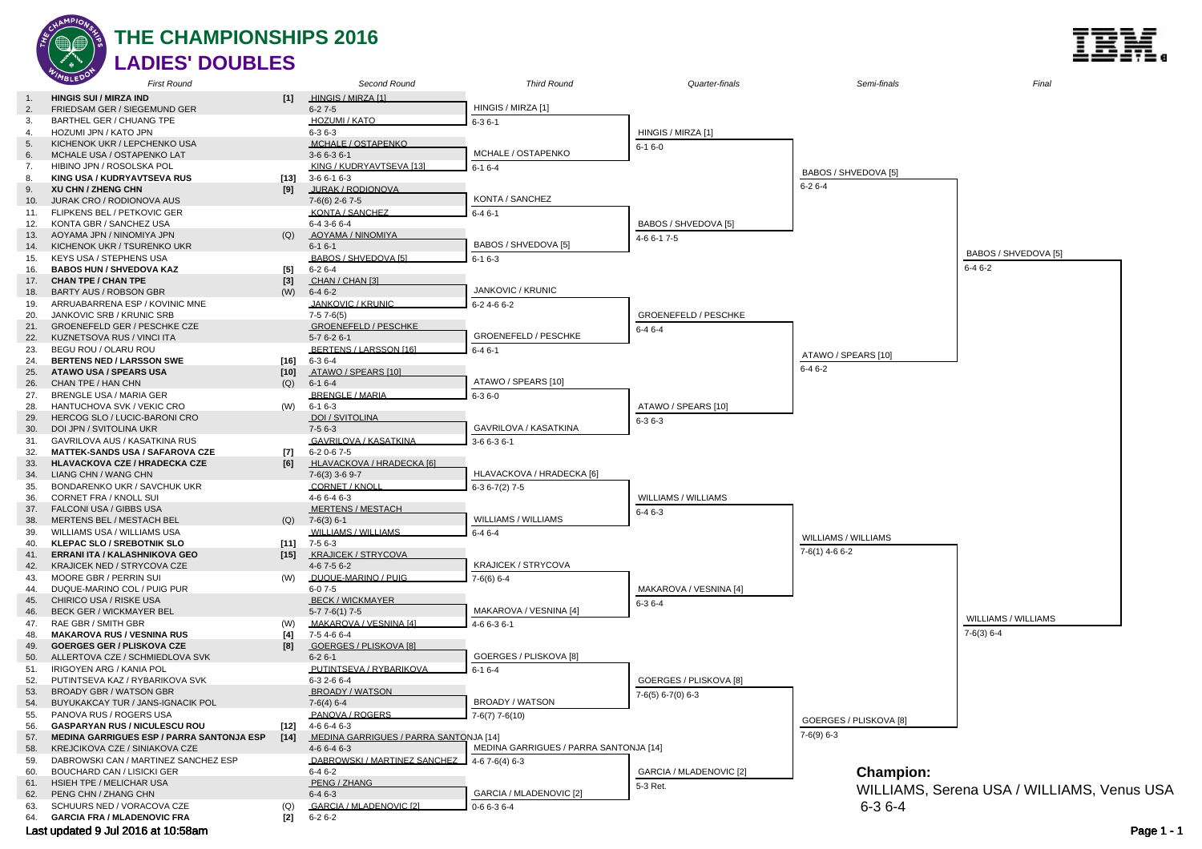# THE CHAMPIONSHIPS 2016

## LADIES' DOUBLES

### First Round

| # | Players | Seed |
|---|---|---|
| 1. | **HINGIS SUI / MIRZA IND** | **[1]** |
| 2. | FRIEDSAM GER / SIEGEMUND GER | |
| 3. | BARTHEL GER / CHUANG TPE | |
| 4. | HOZUMI JPN / KATO JPN | |
| 5. | KICHENOK UKR / LEPCHENKO USA | |
| 6. | MCHALE USA / OSTAPENKO LAT | |
| 7. | HIBINO JPN / ROSOLSKA POL | |
| 8. | **KING USA / KUDRYAVTSEVA RUS** | **[13]** |
| 9. | **XU CHN / ZHENG CHN** | **[9]** |
| 10. | JURAK CRO / RODIONOVA AUS | |
| 11. | FLIPKENS BEL / PETKOVIC GER | |
| 12. | KONTA GBR / SANCHEZ USA | |
| 13. | AOYAMA JPN / NINOMIYA JPN | (Q) |
| 14. | KICHENOK UKR / TSURENKO UKR | |
| 15. | KEYS USA / STEPHENS USA | |
| 16. | **BABOS HUN / SHVEDOVA KAZ** | **[5]** |
| 17. | **CHAN TPE / CHAN TPE** | **[3]** |
| 18. | BARTY AUS / ROBSON GBR | (W) |
| 19. | ARRUABARRENA ESP / KOVINIC MNE | |
| 20. | JANKOVIC SRB / KRUNIC SRB | |
| 21. | GROENEFELD GER / PESCHKE CZE | |
| 22. | KUZNETSOVA RUS / VINCI ITA | |
| 23. | BEGU ROU / OLARU ROU | |
| 24. | **BERTENS NED / LARSSON SWE** | **[16]** |
| 25. | **ATAWO USA / SPEARS USA** | **[10]** |
| 26. | CHAN TPE / HAN CHN | (Q) |
| 27. | BRENGLE USA / MARIA GER | |
| 28. | HANTUCHOVA SVK / VEKIC CRO | (W) |
| 29. | HERCOG SLO / LUCIC-BARONI CRO | |
| 30. | DOI JPN / SVITOLINA UKR | |
| 31. | GAVRILOVA AUS / KASATKINA RUS | |
| 32. | **MATTEK-SANDS USA / SAFAROVA CZE** | **[7]** |
| 33. | **HLAVACKOVA CZE / HRADECKA CZE** | **[6]** |
| 34. | LIANG CHN / WANG CHN | |
| 35. | BONDARENKO UKR / SAVCHUK UKR | |
| 36. | CORNET FRA / KNOLL SUI | |
| 37. | FALCONI USA / GIBBS USA | |
| 38. | MERTENS BEL / MESTACH BEL | (Q) |
| 39. | WILLIAMS USA / WILLIAMS USA | |
| 40. | **KLEPAC SLO / SREBOTNIK SLO** | **[11]** |
| 41. | **ERRANI ITA / KALASHNIKOVA GEO** | **[15]** |
| 42. | KRAJICEK NED / STRYCOVA CZE | |
| 43. | MOORE GBR / PERRIN SUI | (W) |
| 44. | DUQUE-MARINO COL / PUIG PUR | |
| 45. | CHIRICO USA / RISKE USA | |
| 46. | BECK GER / WICKMAYER BEL | |
| 47. | RAE GBR / SMITH GBR | (W) |
| 48. | **MAKAROVA RUS / VESNINA RUS** | **[4]** |
| 49. | **GOERGES GER / PLISKOVA CZE** | **[8]** |
| 50. | ALLERTOVA CZE / SCHMIEDLOVA SVK | |
| 51. | IRIGOYEN ARG / KANIA POL | |
| 52. | PUTINTSEVA KAZ / RYBARIKOVA SVK | |
| 53. | BROADY GBR / WATSON GBR | |
| 54. | BUYUKAKCAY TUR / JANS-IGNACIK POL | |
| 55. | PANOVA RUS / ROGERS USA | |
| 56. | **GASPARYAN RUS / NICULESCU ROU** | **[12]** |
| 57. | **MEDINA GARRIGUES ESP / PARRA SANTONJA ESP** | **[14]** |
| 58. | KREJCIKOVA CZE / SINIAKOVA CZE | |
| 59. | DABROWSKI CAN / MARTINEZ SANCHEZ ESP | |
| 60. | BOUCHARD CAN / LISICKI GER | |
| 61. | HSIEH TPE / MELICHAR USA | |
| 62. | PENG CHN / ZHANG CHN | |
| 63. | SCHUURS NED / VORACOVA CZE | (Q) |
| 64. | **GARCIA FRA / MLADENOVIC FRA** | **[2]** |

### Second Round

| Winner | Score |
|---|---|
| HINGIS / MIRZA [1] | 6-2 7-5 |
| HOZUMI / KATO | 6-3 6-3 |
| MCHALE / OSTAPENKO | 3-6 6-3 6-1 |
| KING / KUDRYAVTSEVA [13] | 3-6 6-1 6-3 |
| JURAK / RODIONOVA | 7-6(6) 2-6 7-5 |
| KONTA / SANCHEZ | 6-4 3-6 6-4 |
| AOYAMA / NINOMIYA | 6-1 6-1 |
| BABOS / SHVEDOVA [5] | 6-2 6-4 |
| CHAN / CHAN [3] | 6-4 6-2 |
| JANKOVIC / KRUNIC | 7-5 7-6(5) |
| GROENEFELD / PESCHKE | 5-7 6-2 6-1 |
| BERTENS / LARSSON [16] | 6-3 6-4 |
| ATAWO / SPEARS [10] | 6-1 6-4 |
| BRENGLE / MARIA | 6-1 6-3 |
| DOI / SVITOLINA | 7-5 6-3 |
| GAVRILOVA / KASATKINA | 6-2 0-6 7-5 |
| HLAVACKOVA / HRADECKA [6] | 7-6(3) 3-6 9-7 |
| CORNET / KNOLL | 4-6 6-4 6-3 |
| MERTENS / MESTACH | 7-6(3) 6-1 |
| WILLIAMS / WILLIAMS | 7-5 6-3 |
| KRAJICEK / STRYCOVA | 4-6 7-5 6-2 |
| DUQUE-MARINO / PUIG | 6-0 7-5 |
| BECK / WICKMAYER | 5-7 7-6(1) 7-5 |
| MAKAROVA / VESNINA [4] | 7-5 4-6 6-4 |
| GOERGES / PLISKOVA [8] | 6-2 6-1 |
| PUTINTSEVA / RYBARIKOVA | 6-3 2-6 6-4 |
| BROADY / WATSON | 7-6(4) 6-4 |
| PANOVA / ROGERS | 4-6 6-4 6-3 |
| MEDINA GARRIGUES / PARRA SANTONJA [14] | 4-6 6-4 6-3 |
| DABROWSKI / MARTINEZ SANCHEZ | 6-4 6-2 |
| PENG / ZHANG | 6-4 6-3 |
| GARCIA / MLADENOVIC [2] | 6-2 6-2 |

### Third Round

| Winner | Score |
|---|---|
| HINGIS / MIRZA [1] | 6-3 6-1 |
| MCHALE / OSTAPENKO | 6-1 6-4 |
| KONTA / SANCHEZ | 6-4 6-1 |
| BABOS / SHVEDOVA [5] | 6-1 6-3 |
| JANKOVIC / KRUNIC | 6-2 4-6 6-2 |
| GROENEFELD / PESCHKE | 6-4 6-1 |
| ATAWO / SPEARS [10] | 6-3 6-0 |
| GAVRILOVA / KASATKINA | 3-6 6-3 6-1 |
| HLAVACKOVA / HRADECKA [6] | 6-3 6-7(2) 7-5 |
| WILLIAMS / WILLIAMS | 6-4 6-4 |
| KRAJICEK / STRYCOVA | 7-6(2) 6-4 |
| MAKAROVA / VESNINA [4] | 4-6 6-3 6-1 |
| GOERGES / PLISKOVA [8] | 6-1 6-4 |
| BROADY / WATSON | 7-6(7) 7-6(10) |
| MEDINA GARRIGUES / PARRA SANTONJA [14] | 4-6 7-6(4) 6-3 |
| GARCIA / MLADENOVIC [2] | 0-6 6-3 6-4 |

### Quarter-finals

| Winner | Score |
|---|---|
| HINGIS / MIRZA [1] | 6-1 6-0 |
| BABOS / SHVEDOVA [5] | 4-6 6-1 7-5 |
| GROENEFELD / PESCHKE | 6-4 6-4 |
| ATAWO / SPEARS [10] | 6-3 6-3 |
| WILLIAMS / WILLIAMS | 6-4 6-3 |
| MAKAROVA / VESNINA [4] | 6-3 6-4 |
| GOERGES / PLISKOVA [8] | 7-6(5) 6-7(0) 6-3 |
| GARCIA / MLADENOVIC [2] | 5-3 Ret. |

### Semi-finals

| Winner | Score |
|---|---|
| BABOS / SHVEDOVA [5] | 6-2 6-4 |
| ATAWO / SPEARS [10] | 6-4 6-2 |
| WILLIAMS / WILLIAMS | 7-6(1) 4-6 6-2 |
| GOERGES / PLISKOVA [8] | 7-6(9) 6-3 |

### Final

| Winner | Score |
|---|---|
| BABOS / SHVEDOVA [5] | 6-4 6-2 |
| WILLIAMS / WILLIAMS | 7-6(3) 6-4 |

**Champion:**

WILLIAMS, Serena USA / WILLIAMS, Venus USA

6-3 6-4

Last updated 9 Jul 2016 at 10:58am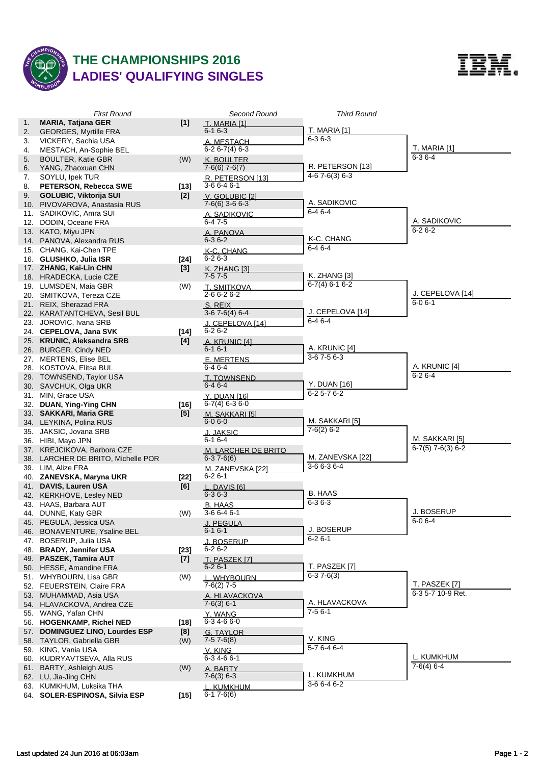# THE CHAMPIONSHIPS 2016
# LADIES' QUALIFYING SINGLES

| # | First Round | Seed | Second Round | Third Round | Qualifier |
|---|---|---|---|---|---|
| 1. | **MARIA, Tatjana GER** | [1] | T. MARIA [1] 6-1 6-3 | T. MARIA [1] 6-3 6-3 | T. MARIA [1] 6-3 6-4 |
| 2. | GEORGES, Myrtille FRA | | | | |
| 3. | VICKERY, Sachia USA | | A. MESTACH 6-2 6-7(4) 6-3 | | |
| 4. | MESTACH, An-Sophie BEL | | | | |
| 5. | BOULTER, Katie GBR | (W) | K. BOULTER 7-6(6) 7-6(7) | R. PETERSON [13] 4-6 7-6(3) 6-3 | |
| 6. | YANG, Zhaoxuan CHN | | | | |
| 7. | SOYLU, Ipek TUR | | R. PETERSON [13] 3-6 6-4 6-1 | | |
| 8. | **PETERSON, Rebecca SWE** | [13] | | | |
| 9. | **GOLUBIC, Viktorija SUI** | [2] | V. GOLUBIC [2] 7-6(6) 3-6 6-3 | A. SADIKOVIC 6-4 6-4 | A. SADIKOVIC 6-2 6-2 |
| 10. | PIVOVAROVA, Anastasia RUS | | | | |
| 11. | SADIKOVIC, Amra SUI | | A. SADIKOVIC 6-4 7-5 | | |
| 12. | DODIN, Oceane FRA | | | | |
| 13. | KATO, Miyu JPN | | A. PANOVA 6-3 6-2 | K-C. CHANG 6-4 6-4 | |
| 14. | PANOVA, Alexandra RUS | | | | |
| 15. | CHANG, Kai-Chen TPE | | K-C. CHANG 6-2 6-3 | | |
| 16. | **GLUSHKO, Julia ISR** | [24] | | | |
| 17. | **ZHANG, Kai-Lin CHN** | [3] | K. ZHANG [3] 7-5 7-5 | K. ZHANG [3] 6-7(4) 6-1 6-2 | J. CEPELOVA [14] 6-0 6-1 |
| 18. | HRADECKA, Lucie CZE | | | | |
| 19. | LUMSDEN, Maia GBR | (W) | T. SMITKOVA 2-6 6-2 6-2 | | |
| 20. | SMITKOVA, Tereza CZE | | | | |
| 21. | REIX, Sherazad FRA | | S. REIX 3-6 7-6(4) 6-4 | J. CEPELOVA [14] 6-4 6-4 | |
| 22. | KARATANTCHEVA, Sesil BUL | | | | |
| 23. | JOROVIC, Ivana SRB | | J. CEPELOVA [14] 6-2 6-2 | | |
| 24. | **CEPELOVA, Jana SVK** | [14] | | | |
| 25. | **KRUNIC, Aleksandra SRB** | [4] | A. KRUNIC [4] 6-1 6-1 | A. KRUNIC [4] 3-6 7-5 6-3 | A. KRUNIC [4] 6-2 6-4 |
| 26. | BURGER, Cindy NED | | | | |
| 27. | MERTENS, Elise BEL | | E. MERTENS 6-4 6-4 | | |
| 28. | KOSTOVA, Elitsa BUL | | | | |
| 29. | TOWNSEND, Taylor USA | | T. TOWNSEND 6-4 6-4 | Y. DUAN [16] 6-2 5-7 6-2 | |
| 30. | SAVCHUK, Olga UKR | | | | |
| 31. | MIN, Grace USA | | Y. DUAN [16] 6-7(4) 6-3 6-0 | | |
| 32. | **DUAN, Ying-Ying CHN** | [16] | | | |
| 33. | **SAKKARI, Maria GRE** | [5] | M. SAKKARI [5] 6-0 6-0 | M. SAKKARI [5] 7-6(2) 6-2 | M. SAKKARI [5] 6-7(5) 7-6(3) 6-2 |
| 34. | LEYKINA, Polina RUS | | | | |
| 35. | JAKSIC, Jovana SRB | | J. JAKSIC 6-1 6-4 | | |
| 36. | HIBI, Mayo JPN | | | | |
| 37. | KREJCIKOVA, Barbora CZE | | M. LARCHER DE BRITO 6-3 7-6(6) | M. ZANEVSKA [22] 3-6 6-3 6-4 | |
| 38. | LARCHER DE BRITO, Michelle POR | | | | |
| 39. | LIM, Alize FRA | | M. ZANEVSKA [22] 6-2 6-1 | | |
| 40. | **ZANEVSKA, Maryna UKR** | [22] | | | |
| 41. | **DAVIS, Lauren USA** | [6] | L. DAVIS [6] 6-3 6-3 | B. HAAS 6-3 6-3 | J. BOSERUP 6-0 6-4 |
| 42. | KERKHOVE, Lesley NED | | | | |
| 43. | HAAS, Barbara AUT | | B. HAAS 3-6 6-4 6-1 | | |
| 44. | DUNNE, Katy GBR | (W) | | | |
| 45. | PEGULA, Jessica USA | | J. PEGULA 6-1 6-1 | J. BOSERUP 6-2 6-1 | |
| 46. | BONAVENTURE, Ysaline BEL | | | | |
| 47. | BOSERUP, Julia USA | | J. BOSERUP 6-2 6-2 | | |
| 48. | **BRADY, Jennifer USA** | [23] | | | |
| 49. | **PASZEK, Tamira AUT** | [7] | T. PASZEK [7] 6-2 6-1 | T. PASZEK [7] 6-3 7-6(3) | T. PASZEK [7] 6-3 5-7 10-9 Ret. |
| 50. | HESSE, Amandine FRA | | | | |
| 51. | WHYBOURN, Lisa GBR | (W) | L. WHYBOURN 7-6(2) 7-5 | | |
| 52. | FEUERSTEIN, Claire FRA | | | | |
| 53. | MUHAMMAD, Asia USA | | A. HLAVACKOVA 7-6(3) 6-1 | A. HLAVACKOVA 7-5 6-1 | |
| 54. | HLAVACKOVA, Andrea CZE | | | | |
| 55. | WANG, Yafan CHN | | Y. WANG 6-3 4-6 6-0 | | |
| 56. | **HOGENKAMP, Richel NED** | [18] | | | |
| 57. | **DOMINGUEZ LINO, Lourdes ESP** | [8] | G. TAYLOR 7-5 7-6(8) | V. KING 5-7 6-4 6-4 | L. KUMKHUM 7-6(4) 6-4 |
| 58. | TAYLOR, Gabriella GBR | (W) | | | |
| 59. | KING, Vania USA | | V. KING 6-3 4-6 6-1 | | |
| 60. | KUDRYAVTSEVA, Alla RUS | | | | |
| 61. | BARTY, Ashleigh AUS | (W) | A. BARTY 7-6(3) 6-3 | L. KUMKHUM 3-6 6-4 6-2 | |
| 62. | LU, Jia-Jing CHN | | | | |
| 63. | KUMKHUM, Luksika THA | | L. KUMKHUM 6-1 7-6(6) | | |
| 64. | **SOLER-ESPINOSA, Silvia ESP** | [15] | | | |

Last updated 24 Jun 2016 at 06:03am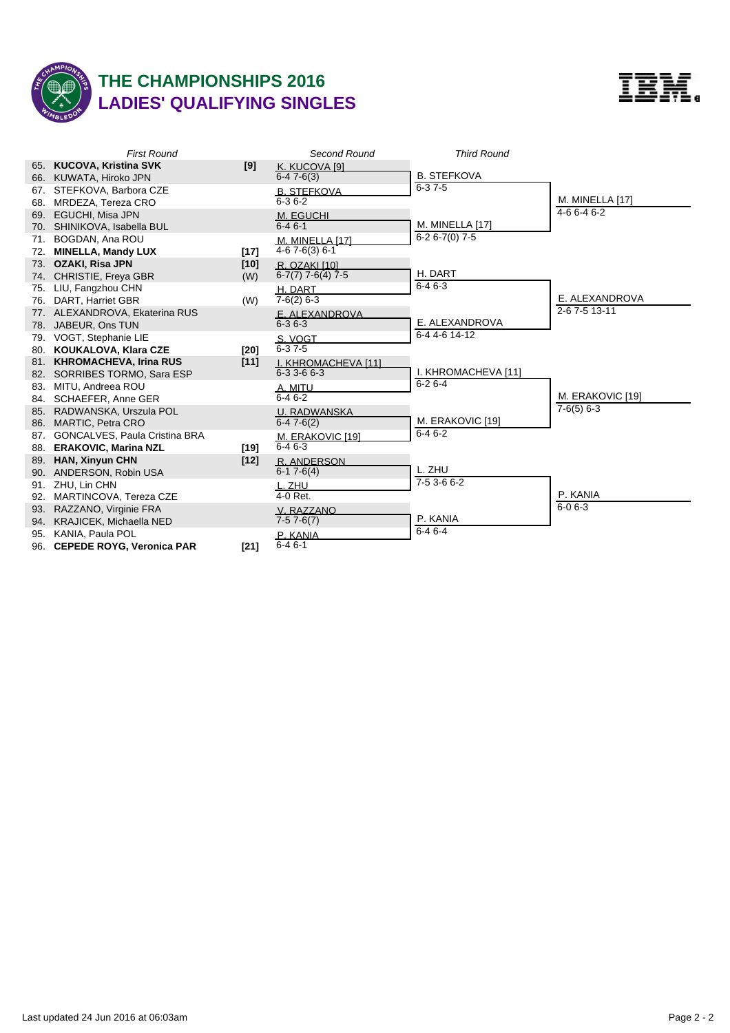# THE CHAMPIONSHIPS 2016
## LADIES' QUALIFYING SINGLES

| # | First Round | Seed | Second Round | Third Round | Qualifier |
|---|---|---|---|---|---|
| 65. | **KUCOVA, Kristina SVK** | [9] | K. KUCOVA [9] 6-4 7-6(3) | B. STEFKOVA 6-3 7-5 | M. MINELLA [17] 4-6 6-4 6-2 |
| 66. | KUWATA, Hiroko JPN | | | | |
| 67. | STEFKOVA, Barbora CZE | | B. STEFKOVA 6-3 6-2 | | |
| 68. | MRDEZA, Tereza CRO | | | | |
| 69. | EGUCHI, Misa JPN | | M. EGUCHI 6-4 6-1 | M. MINELLA [17] 6-2 6-7(0) 7-5 | |
| 70. | SHINIKOVA, Isabella BUL | | | | |
| 71. | BOGDAN, Ana ROU | | M. MINELLA [17] 4-6 7-6(3) 6-1 | | |
| 72. | **MINELLA, Mandy LUX** | [17] | | | |
| 73. | **OZAKI, Risa JPN** | [10] | R. OZAKI [10] 6-7(7) 7-6(4) 7-5 | H. DART 6-4 6-3 | E. ALEXANDROVA 2-6 7-5 13-11 |
| 74. | CHRISTIE, Freya GBR | (W) | | | |
| 75. | LIU, Fangzhou CHN | | H. DART 7-6(2) 6-3 | | |
| 76. | DART, Harriet GBR | (W) | | | |
| 77. | ALEXANDROVA, Ekaterina RUS | | E. ALEXANDROVA 6-3 6-3 | E. ALEXANDROVA 6-4 4-6 14-12 | |
| 78. | JABEUR, Ons TUN | | | | |
| 79. | VOGT, Stephanie LIE | | S. VOGT 6-3 7-5 | | |
| 80. | **KOUKALOVA, Klara CZE** | [20] | | | |
| 81. | **KHROMACHEVA, Irina RUS** | [11] | I. KHROMACHEVA [11] 6-3 3-6 6-3 | I. KHROMACHEVA [11] 6-2 6-4 | M. ERAKOVIC [19] 7-6(5) 6-3 |
| 82. | SORRIBES TORMO, Sara ESP | | | | |
| 83. | MITU, Andreea ROU | | A. MITU 6-4 6-2 | | |
| 84. | SCHAEFER, Anne GER | | | | |
| 85. | RADWANSKA, Urszula POL | | U. RADWANSKA 6-4 7-6(2) | M. ERAKOVIC [19] 6-4 6-2 | |
| 86. | MARTIC, Petra CRO | | | | |
| 87. | GONCALVES, Paula Cristina BRA | | M. ERAKOVIC [19] 6-4 6-3 | | |
| 88. | **ERAKOVIC, Marina NZL** | [19] | | | |
| 89. | **HAN, Xinyun CHN** | [12] | R. ANDERSON 6-1 7-6(4) | L. ZHU 7-5 3-6 6-2 | P. KANIA 6-0 6-3 |
| 90. | ANDERSON, Robin USA | | | | |
| 91. | ZHU, Lin CHN | | L. ZHU 4-0 Ret. | | |
| 92. | MARTINCOVA, Tereza CZE | | | | |
| 93. | RAZZANO, Virginie FRA | | V. RAZZANO 7-5 7-6(7) | P. KANIA 6-4 6-4 | |
| 94. | KRAJICEK, Michaella NED | | | | |
| 95. | KANIA, Paula POL | | P. KANIA 6-4 6-1 | | |
| 96. | **CEPEDE ROYG, Veronica PAR** | [21] | | | |

Last updated 24 Jun 2016 at 06:03am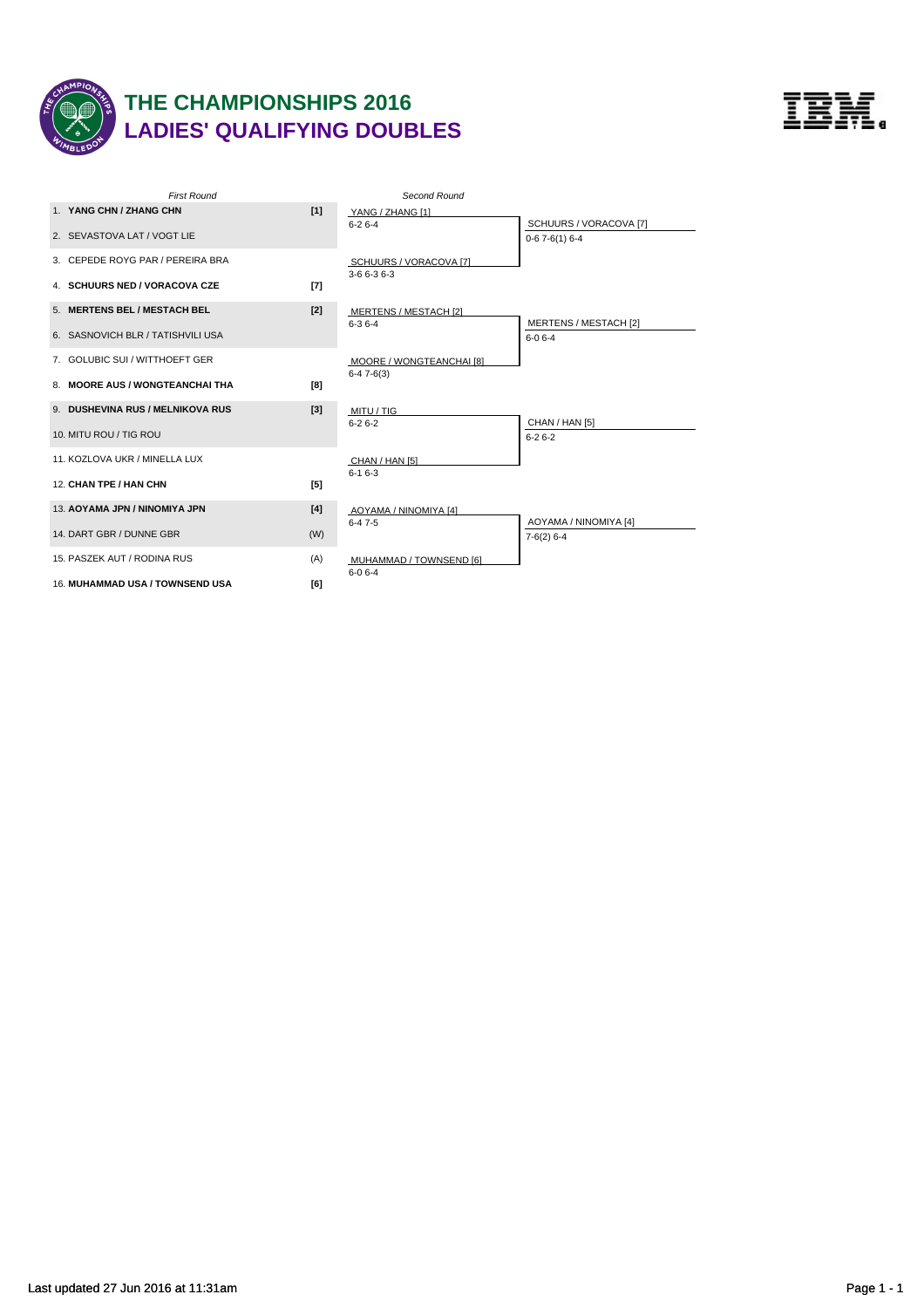# THE CHAMPIONSHIPS 2016
# LADIES' QUALIFYING DOUBLES

| First Round | Seed | Second Round | Final Qualifying Round |
|---|---|---|---|
| 1. **YANG CHN / ZHANG CHN** | **[1]** | YANG / ZHANG [1] 6-2 6-4 | SCHUURS / VORACOVA [7] 0-6 7-6(1) 6-4 |
| 2. SEVASTOVA LAT / VOGT LIE | | | |
| 3. CEPEDE ROYG PAR / PEREIRA BRA | | SCHUURS / VORACOVA [7] 3-6 6-3 6-3 | |
| 4. **SCHUURS NED / VORACOVA CZE** | **[7]** | | |
| 5. **MERTENS BEL / MESTACH BEL** | **[2]** | MERTENS / MESTACH [2] 6-3 6-4 | MERTENS / MESTACH [2] 6-0 6-4 |
| 6. SASNOVICH BLR / TATISHVILI USA | | | |
| 7. GOLUBIC SUI / WITTHOEFT GER | | MOORE / WONGTEANCHAI [8] 6-4 7-6(3) | |
| 8. **MOORE AUS / WONGTEANCHAI THA** | **[8]** | | |
| 9. **DUSHEVINA RUS / MELNIKOVA RUS** | **[3]** | MITU / TIG 6-2 6-2 | CHAN / HAN [5] 6-2 6-2 |
| 10. MITU ROU / TIG ROU | | | |
| 11. KOZLOVA UKR / MINELLA LUX | | CHAN / HAN [5] 6-1 6-3 | |
| 12. **CHAN TPE / HAN CHN** | **[5]** | | |
| 13. **AOYAMA JPN / NINOMIYA JPN** | **[4]** | AOYAMA / NINOMIYA [4] 6-4 7-5 | AOYAMA / NINOMIYA [4] 7-6(2) 6-4 |
| 14. DART GBR / DUNNE GBR | (W) | | |
| 15. PASZEK AUT / RODINA RUS | (A) | MUHAMMAD / TOWNSEND [6] 6-0 6-4 | |
| 16. **MUHAMMAD USA / TOWNSEND USA** | **[6]** | | |

Last updated 27 Jun 2016 at 11:31am